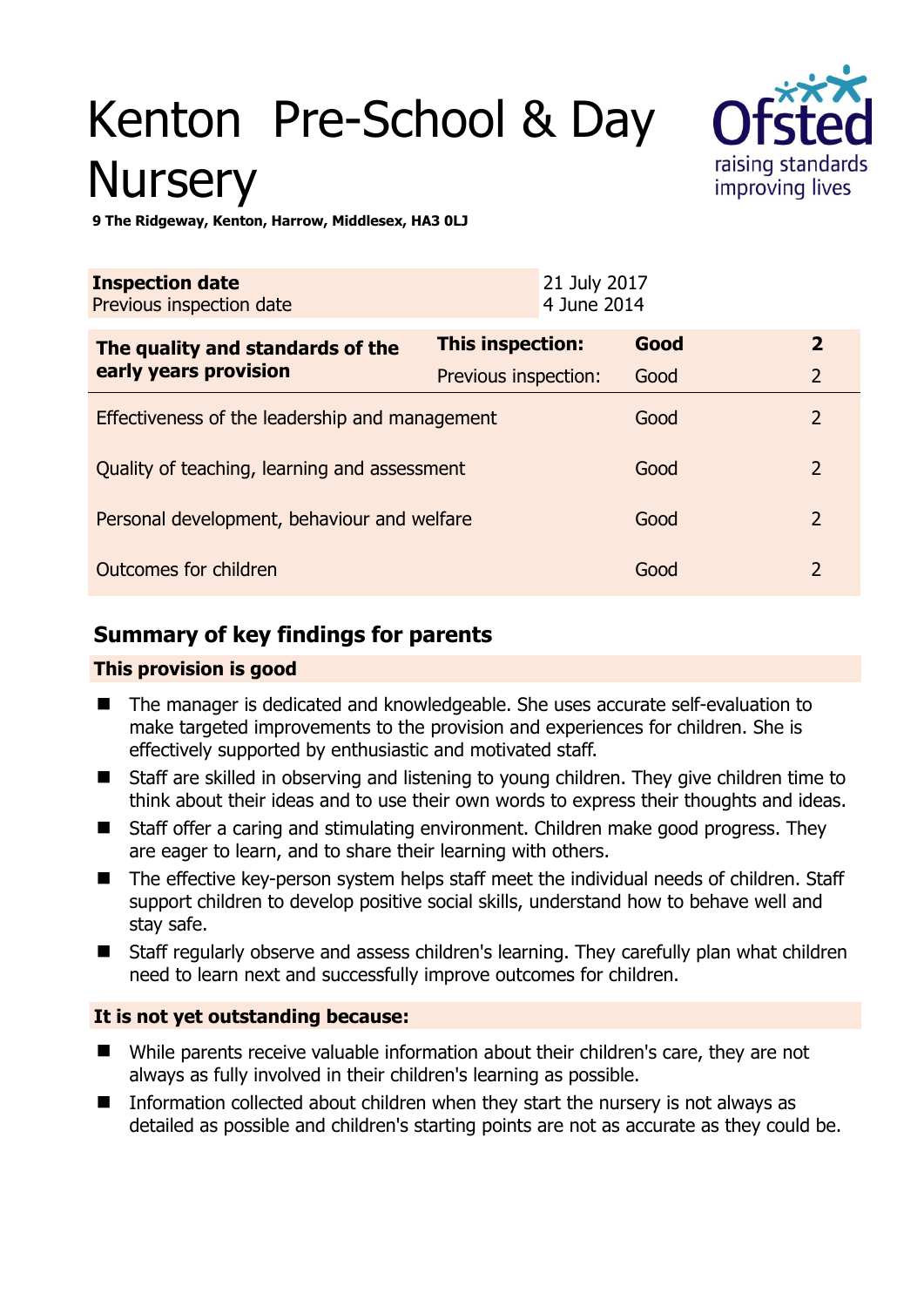# Kenton Pre-School & Day Nursery

**9 The Ridgeway, Kenton, Harrow, Middlesex, HA3 0LJ**

| **Inspection date** | 21 July 2017 |
|---|---|
| Previous inspection date | 4 June 2014 |

| **The quality and standards of the early years provision** | **This inspection:** | **Good** | **2** |
|---|---|---|---|
| | Previous inspection: | Good | 2 |
| Effectiveness of the leadership and management | | Good | 2 |
| Quality of teaching, learning and assessment | | Good | 2 |
| Personal development, behaviour and welfare | | Good | 2 |
| Outcomes for children | | Good | 2 |

## Summary of key findings for parents

### This provision is good

- The manager is dedicated and knowledgeable. She uses accurate self-evaluation to make targeted improvements to the provision and experiences for children. She is effectively supported by enthusiastic and motivated staff.
- Staff are skilled in observing and listening to young children. They give children time to think about their ideas and to use their own words to express their thoughts and ideas.
- Staff offer a caring and stimulating environment. Children make good progress. They are eager to learn, and to share their learning with others.
- The effective key-person system helps staff meet the individual needs of children. Staff support children to develop positive social skills, understand how to behave well and stay safe.
- Staff regularly observe and assess children's learning. They carefully plan what children need to learn next and successfully improve outcomes for children.

### It is not yet outstanding because:

- While parents receive valuable information about their children's care, they are not always as fully involved in their children's learning as possible.
- Information collected about children when they start the nursery is not always as detailed as possible and children's starting points are not as accurate as they could be.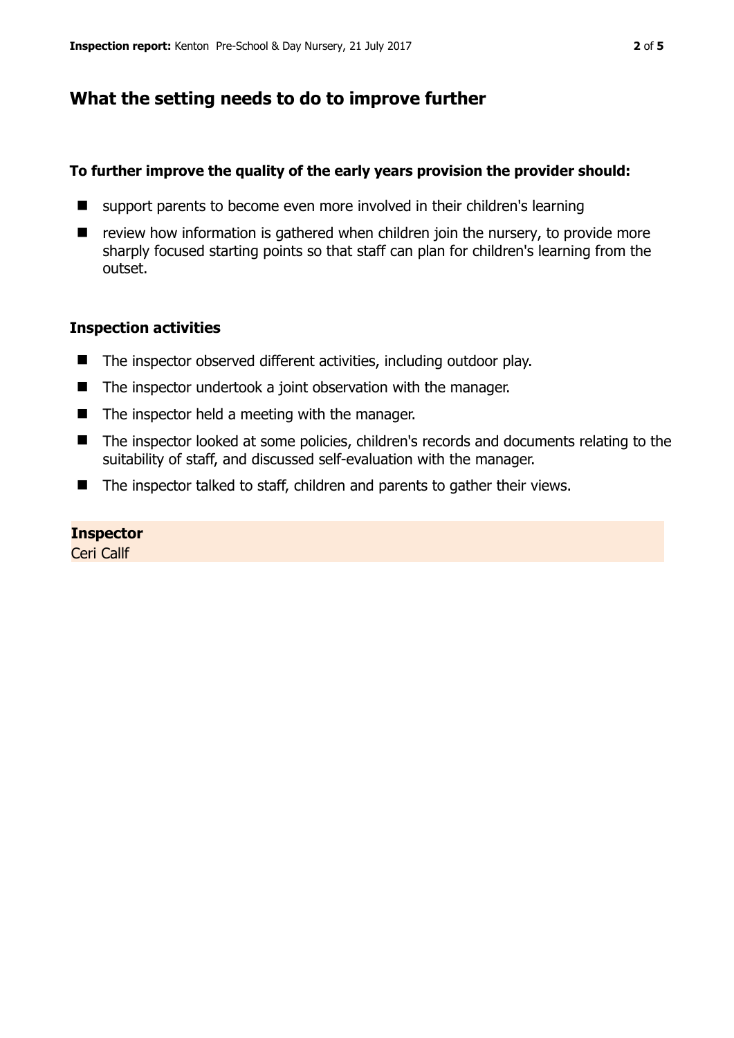## What the setting needs to do to improve further

**To further improve the quality of the early years provision the provider should:**

- support parents to become even more involved in their children's learning
- review how information is gathered when children join the nursery, to provide more sharply focused starting points so that staff can plan for children's learning from the outset.

### Inspection activities

- The inspector observed different activities, including outdoor play.
- The inspector undertook a joint observation with the manager.
- The inspector held a meeting with the manager.
- The inspector looked at some policies, children's records and documents relating to the suitability of staff, and discussed self-evaluation with the manager.
- The inspector talked to staff, children and parents to gather their views.

**Inspector**
Ceri Callf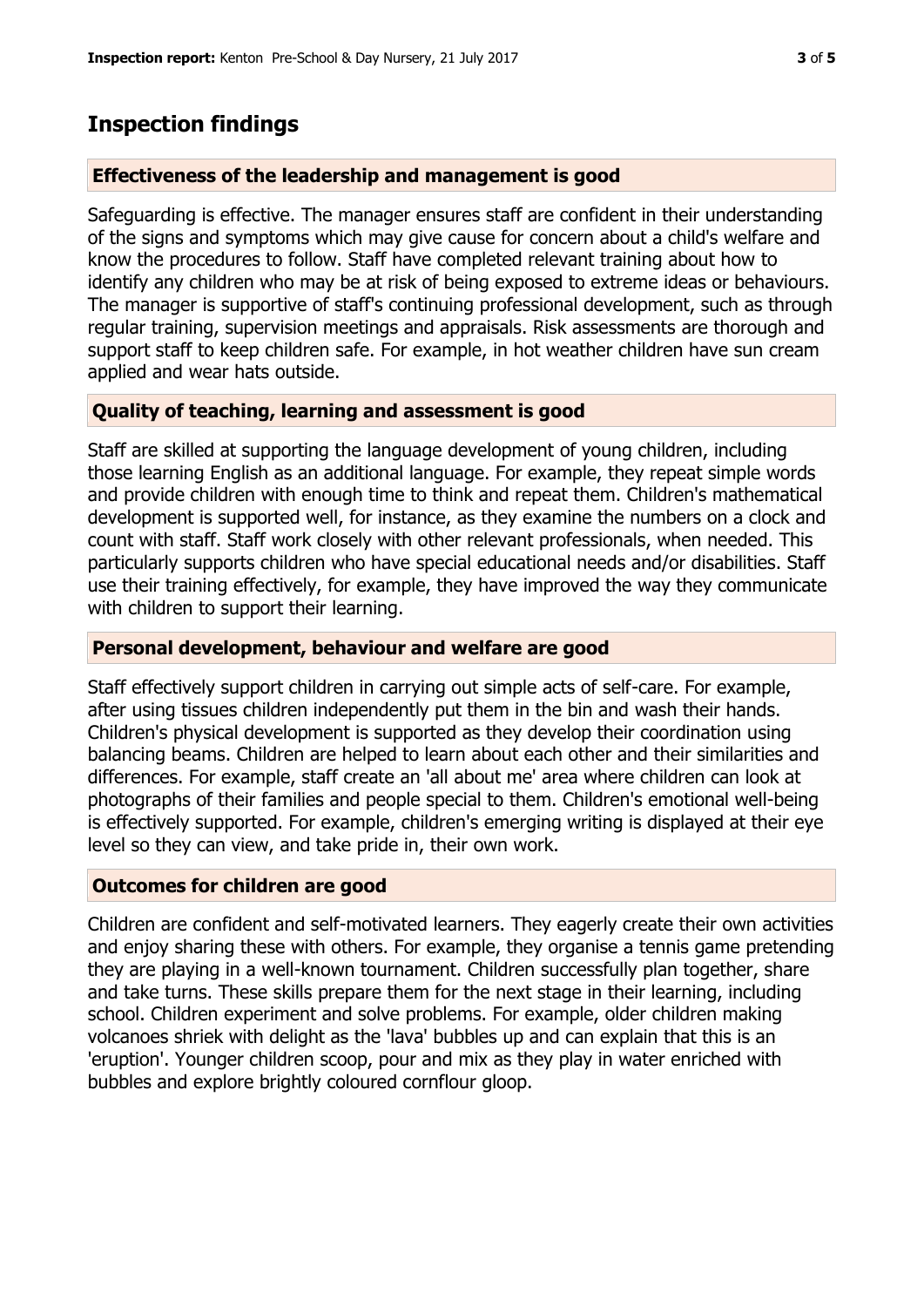## Inspection findings

### Effectiveness of the leadership and management is good

Safeguarding is effective. The manager ensures staff are confident in their understanding of the signs and symptoms which may give cause for concern about a child's welfare and know the procedures to follow. Staff have completed relevant training about how to identify any children who may be at risk of being exposed to extreme ideas or behaviours. The manager is supportive of staff's continuing professional development, such as through regular training, supervision meetings and appraisals. Risk assessments are thorough and support staff to keep children safe. For example, in hot weather children have sun cream applied and wear hats outside.

### Quality of teaching, learning and assessment is good

Staff are skilled at supporting the language development of young children, including those learning English as an additional language. For example, they repeat simple words and provide children with enough time to think and repeat them. Children's mathematical development is supported well, for instance, as they examine the numbers on a clock and count with staff. Staff work closely with other relevant professionals, when needed. This particularly supports children who have special educational needs and/or disabilities. Staff use their training effectively, for example, they have improved the way they communicate with children to support their learning.

### Personal development, behaviour and welfare are good

Staff effectively support children in carrying out simple acts of self-care. For example, after using tissues children independently put them in the bin and wash their hands. Children's physical development is supported as they develop their coordination using balancing beams. Children are helped to learn about each other and their similarities and differences. For example, staff create an 'all about me' area where children can look at photographs of their families and people special to them. Children's emotional well-being is effectively supported. For example, children's emerging writing is displayed at their eye level so they can view, and take pride in, their own work.

### Outcomes for children are good

Children are confident and self-motivated learners. They eagerly create their own activities and enjoy sharing these with others. For example, they organise a tennis game pretending they are playing in a well-known tournament. Children successfully plan together, share and take turns. These skills prepare them for the next stage in their learning, including school. Children experiment and solve problems. For example, older children making volcanoes shriek with delight as the 'lava' bubbles up and can explain that this is an 'eruption'. Younger children scoop, pour and mix as they play in water enriched with bubbles and explore brightly coloured cornflour gloop.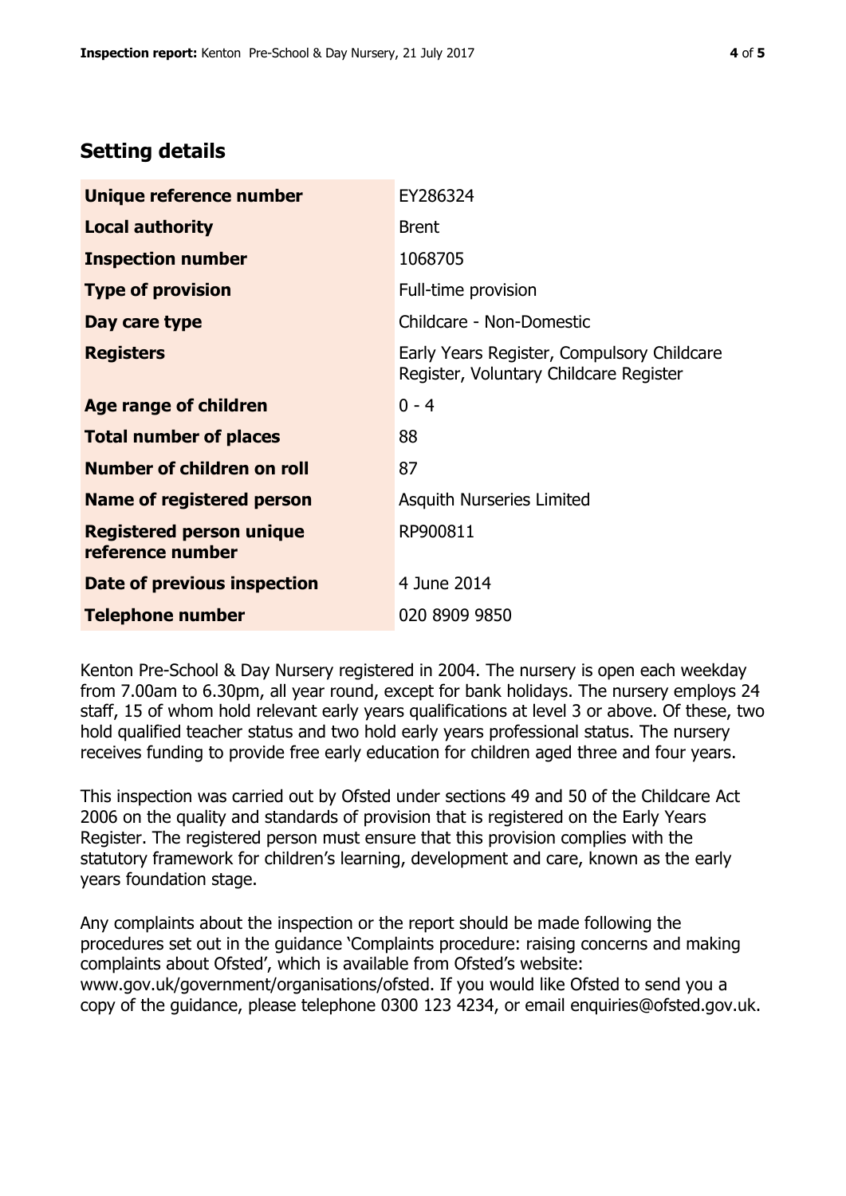## Setting details

| | |
|---|---|
| **Unique reference number** | EY286324 |
| **Local authority** | Brent |
| **Inspection number** | 1068705 |
| **Type of provision** | Full-time provision |
| **Day care type** | Childcare - Non-Domestic |
| **Registers** | Early Years Register, Compulsory Childcare Register, Voluntary Childcare Register |
| **Age range of children** | 0 - 4 |
| **Total number of places** | 88 |
| **Number of children on roll** | 87 |
| **Name of registered person** | Asquith Nurseries Limited |
| **Registered person unique reference number** | RP900811 |
| **Date of previous inspection** | 4 June 2014 |
| **Telephone number** | 020 8909 9850 |

Kenton Pre-School & Day Nursery registered in 2004. The nursery is open each weekday from 7.00am to 6.30pm, all year round, except for bank holidays. The nursery employs 24 staff, 15 of whom hold relevant early years qualifications at level 3 or above. Of these, two hold qualified teacher status and two hold early years professional status. The nursery receives funding to provide free early education for children aged three and four years.

This inspection was carried out by Ofsted under sections 49 and 50 of the Childcare Act 2006 on the quality and standards of provision that is registered on the Early Years Register. The registered person must ensure that this provision complies with the statutory framework for children's learning, development and care, known as the early years foundation stage.

Any complaints about the inspection or the report should be made following the procedures set out in the guidance 'Complaints procedure: raising concerns and making complaints about Ofsted', which is available from Ofsted's website: www.gov.uk/government/organisations/ofsted. If you would like Ofsted to send you a copy of the guidance, please telephone 0300 123 4234, or email enquiries@ofsted.gov.uk.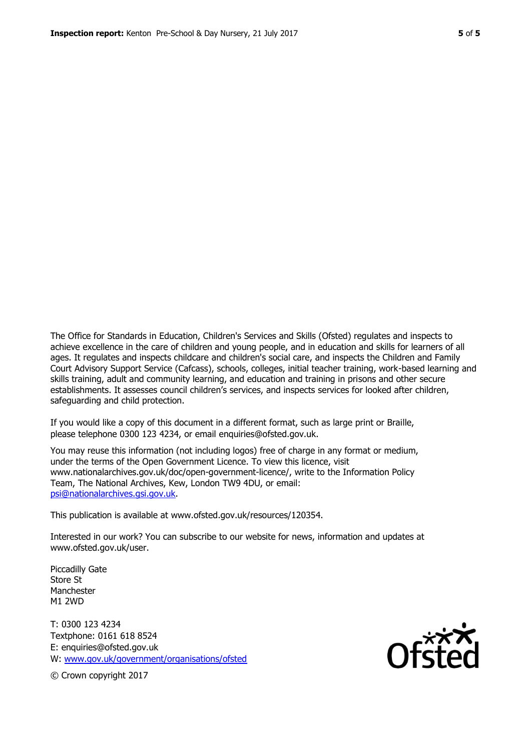The Office for Standards in Education, Children's Services and Skills (Ofsted) regulates and inspects to achieve excellence in the care of children and young people, and in education and skills for learners of all ages. It regulates and inspects childcare and children's social care, and inspects the Children and Family Court Advisory Support Service (Cafcass), schools, colleges, initial teacher training, work-based learning and skills training, adult and community learning, and education and training in prisons and other secure establishments. It assesses council children's services, and inspects services for looked after children, safeguarding and child protection.

If you would like a copy of this document in a different format, such as large print or Braille, please telephone 0300 123 4234, or email enquiries@ofsted.gov.uk.

You may reuse this information (not including logos) free of charge in any format or medium, under the terms of the Open Government Licence. To view this licence, visit www.nationalarchives.gov.uk/doc/open-government-licence/, write to the Information Policy Team, The National Archives, Kew, London TW9 4DU, or email: psi@nationalarchives.gsi.gov.uk.

This publication is available at www.ofsted.gov.uk/resources/120354.

Interested in our work? You can subscribe to our website for news, information and updates at www.ofsted.gov.uk/user.

Piccadilly Gate
Store St
Manchester
M1 2WD

T: 0300 123 4234
Textphone: 0161 618 8524
E: enquiries@ofsted.gov.uk
W: www.gov.uk/government/organisations/ofsted

© Crown copyright 2017